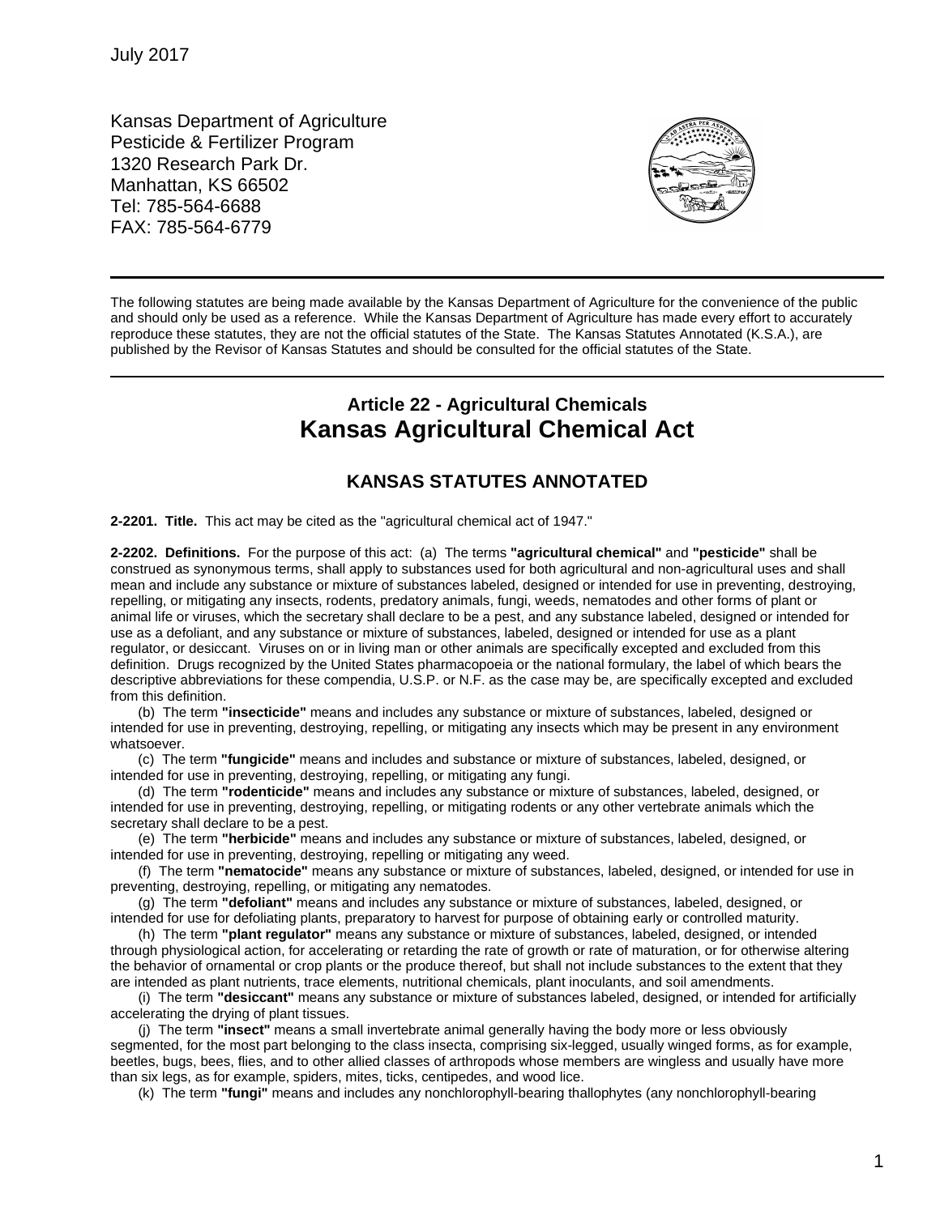July 2017

Kansas Department of Agriculture
Pesticide & Fertilizer Program
1320 Research Park Dr.
Manhattan, KS 66502
Tel: 785-564-6688
FAX: 785-564-6779

---

The following statutes are being made available by the Kansas Department of Agriculture for the convenience of the public and should only be used as a reference. While the Kansas Department of Agriculture has made every effort to accurately reproduce these statutes, they are not the official statutes of the State. The Kansas Statutes Annotated (K.S.A.), are published by the Revisor of Kansas Statutes and should be consulted for the official statutes of the State.

---

## Article 22 - Agricultural Chemicals
# Kansas Agricultural Chemical Act

## KANSAS STATUTES ANNOTATED

**2-2201. Title.** This act may be cited as the "agricultural chemical act of 1947."

**2-2202. Definitions.** For the purpose of this act: (a) The terms **"agricultural chemical"** and **"pesticide"** shall be construed as synonymous terms, shall apply to substances used for both agricultural and non-agricultural uses and shall mean and include any substance or mixture of substances labeled, designed or intended for use in preventing, destroying, repelling, or mitigating any insects, rodents, predatory animals, fungi, weeds, nematodes and other forms of plant or animal life or viruses, which the secretary shall declare to be a pest, and any substance labeled, designed or intended for use as a defoliant, and any substance or mixture of substances, labeled, designed or intended for use as a plant regulator, or desiccant. Viruses on or in living man or other animals are specifically excepted and excluded from this definition. Drugs recognized by the United States pharmacopoeia or the national formulary, the label of which bears the descriptive abbreviations for these compendia, U.S.P. or N.F. as the case may be, are specifically excepted and excluded from this definition.

(b) The term **"insecticide"** means and includes any substance or mixture of substances, labeled, designed or intended for use in preventing, destroying, repelling, or mitigating any insects which may be present in any environment whatsoever.

(c) The term **"fungicide"** means and includes and substance or mixture of substances, labeled, designed, or intended for use in preventing, destroying, repelling, or mitigating any fungi.

(d) The term **"rodenticide"** means and includes any substance or mixture of substances, labeled, designed, or intended for use in preventing, destroying, repelling, or mitigating rodents or any other vertebrate animals which the secretary shall declare to be a pest.

(e) The term **"herbicide"** means and includes any substance or mixture of substances, labeled, designed, or intended for use in preventing, destroying, repelling or mitigating any weed.

(f) The term **"nematocide"** means any substance or mixture of substances, labeled, designed, or intended for use in preventing, destroying, repelling, or mitigating any nematodes.

(g) The term **"defoliant"** means and includes any substance or mixture of substances, labeled, designed, or intended for use for defoliating plants, preparatory to harvest for purpose of obtaining early or controlled maturity.

(h) The term **"plant regulator"** means any substance or mixture of substances, labeled, designed, or intended through physiological action, for accelerating or retarding the rate of growth or rate of maturation, or for otherwise altering the behavior of ornamental or crop plants or the produce thereof, but shall not include substances to the extent that they are intended as plant nutrients, trace elements, nutritional chemicals, plant inoculants, and soil amendments.

(i) The term **"desiccant"** means any substance or mixture of substances labeled, designed, or intended for artificially accelerating the drying of plant tissues.

(j) The term **"insect"** means a small invertebrate animal generally having the body more or less obviously segmented, for the most part belonging to the class insecta, comprising six-legged, usually winged forms, as for example, beetles, bugs, bees, flies, and to other allied classes of arthropods whose members are wingless and usually have more than six legs, as for example, spiders, mites, ticks, centipedes, and wood lice.

(k) The term **"fungi"** means and includes any nonchlorophyll-bearing thallophytes (any nonchlorophyll-bearing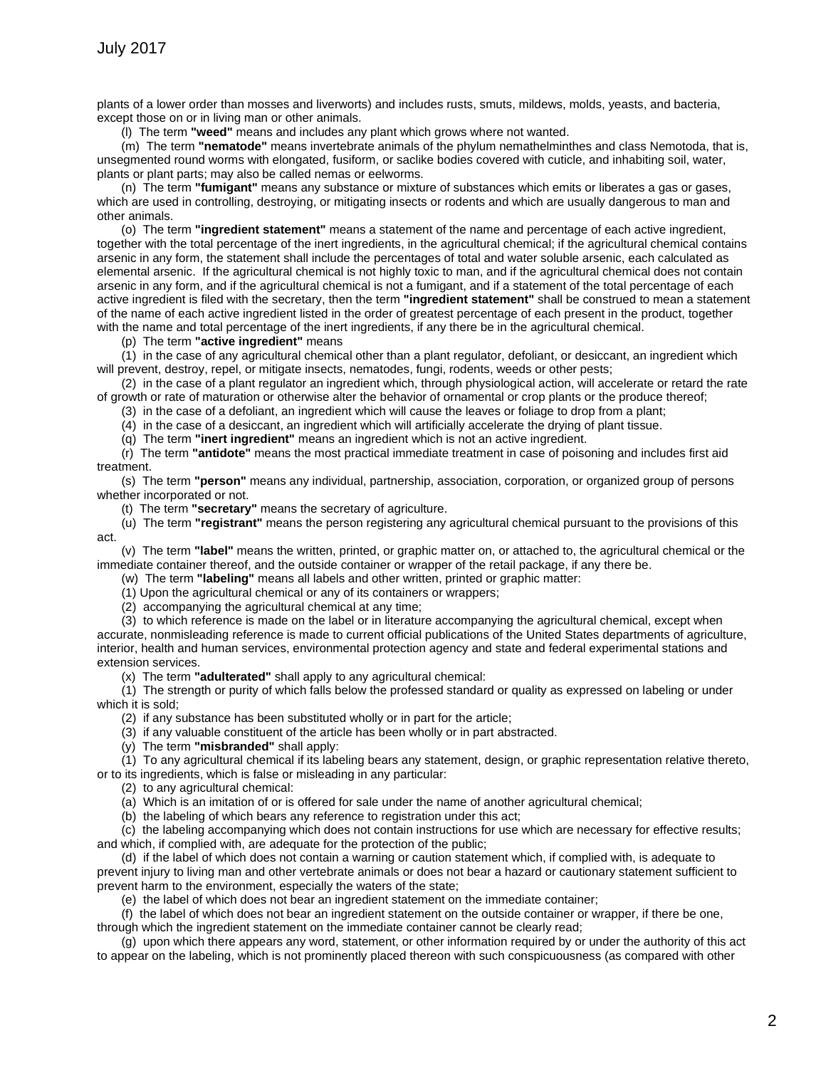plants of a lower order than mosses and liverworts) and includes rusts, smuts, mildews, molds, yeasts, and bacteria, except those on or in living man or other animals.

(l) The term **"weed"** means and includes any plant which grows where not wanted.

(m) The term **"nematode"** means invertebrate animals of the phylum nemathelminthes and class Nemotoda, that is, unsegmented round worms with elongated, fusiform, or saclike bodies covered with cuticle, and inhabiting soil, water, plants or plant parts; may also be called nemas or eelworms.

(n) The term **"fumigant"** means any substance or mixture of substances which emits or liberates a gas or gases, which are used in controlling, destroying, or mitigating insects or rodents and which are usually dangerous to man and other animals.

(o) The term **"ingredient statement"** means a statement of the name and percentage of each active ingredient, together with the total percentage of the inert ingredients, in the agricultural chemical; if the agricultural chemical contains arsenic in any form, the statement shall include the percentages of total and water soluble arsenic, each calculated as elemental arsenic. If the agricultural chemical is not highly toxic to man, and if the agricultural chemical does not contain arsenic in any form, and if the agricultural chemical is not a fumigant, and if a statement of the total percentage of each active ingredient is filed with the secretary, then the term **"ingredient statement"** shall be construed to mean a statement of the name of each active ingredient listed in the order of greatest percentage of each present in the product, together with the name and total percentage of the inert ingredients, if any there be in the agricultural chemical.

(p) The term **"active ingredient"** means

(1) in the case of any agricultural chemical other than a plant regulator, defoliant, or desiccant, an ingredient which will prevent, destroy, repel, or mitigate insects, nematodes, fungi, rodents, weeds or other pests;

(2) in the case of a plant regulator an ingredient which, through physiological action, will accelerate or retard the rate of growth or rate of maturation or otherwise alter the behavior of ornamental or crop plants or the produce thereof;

(3) in the case of a defoliant, an ingredient which will cause the leaves or foliage to drop from a plant;

(4) in the case of a desiccant, an ingredient which will artificially accelerate the drying of plant tissue.

(q) The term **"inert ingredient"** means an ingredient which is not an active ingredient.

(r) The term **"antidote"** means the most practical immediate treatment in case of poisoning and includes first aid treatment.

(s) The term **"person"** means any individual, partnership, association, corporation, or organized group of persons whether incorporated or not.

(t) The term **"secretary"** means the secretary of agriculture.

(u) The term **"registrant"** means the person registering any agricultural chemical pursuant to the provisions of this act.

(v) The term **"label"** means the written, printed, or graphic matter on, or attached to, the agricultural chemical or the immediate container thereof, and the outside container or wrapper of the retail package, if any there be.

(w) The term **"labeling"** means all labels and other written, printed or graphic matter:

(1) Upon the agricultural chemical or any of its containers or wrappers;

(2) accompanying the agricultural chemical at any time;

(3) to which reference is made on the label or in literature accompanying the agricultural chemical, except when accurate, nonmisleading reference is made to current official publications of the United States departments of agriculture, interior, health and human services, environmental protection agency and state and federal experimental stations and extension services.

(x) The term **"adulterated"** shall apply to any agricultural chemical:

(1) The strength or purity of which falls below the professed standard or quality as expressed on labeling or under which it is sold;

(2) if any substance has been substituted wholly or in part for the article;

(3) if any valuable constituent of the article has been wholly or in part abstracted.

(y) The term **"misbranded"** shall apply:

(1) To any agricultural chemical if its labeling bears any statement, design, or graphic representation relative thereto, or to its ingredients, which is false or misleading in any particular:

(2) to any agricultural chemical:

(a) Which is an imitation of or is offered for sale under the name of another agricultural chemical;

(b) the labeling of which bears any reference to registration under this act;

(c) the labeling accompanying which does not contain instructions for use which are necessary for effective results; and which, if complied with, are adequate for the protection of the public;

(d) if the label of which does not contain a warning or caution statement which, if complied with, is adequate to prevent injury to living man and other vertebrate animals or does not bear a hazard or cautionary statement sufficient to prevent harm to the environment, especially the waters of the state;

(e) the label of which does not bear an ingredient statement on the immediate container;

(f) the label of which does not bear an ingredient statement on the outside container or wrapper, if there be one, through which the ingredient statement on the immediate container cannot be clearly read;

(g) upon which there appears any word, statement, or other information required by or under the authority of this act to appear on the labeling, which is not prominently placed thereon with such conspicuousness (as compared with other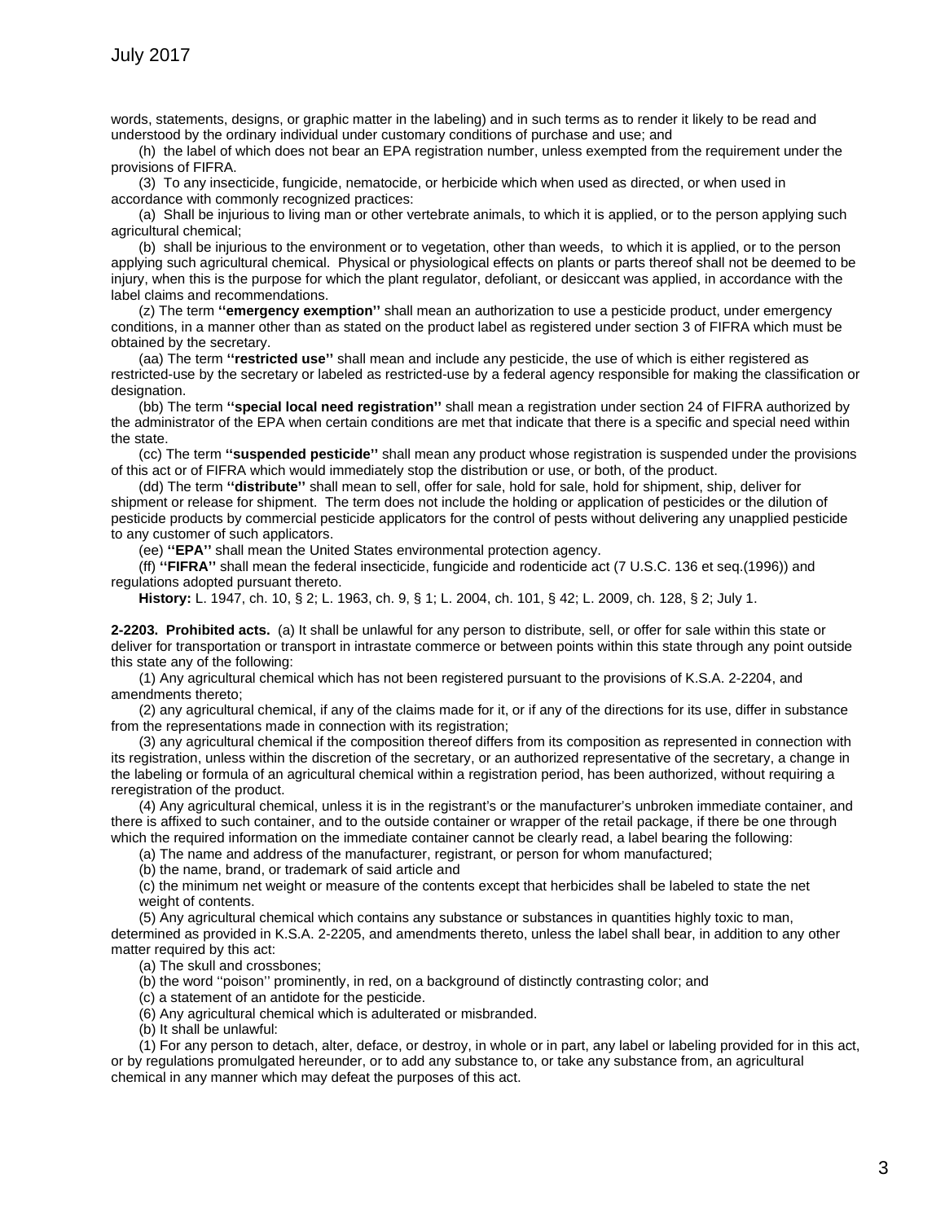words, statements, designs, or graphic matter in the labeling) and in such terms as to render it likely to be read and understood by the ordinary individual under customary conditions of purchase and use; and

(h) the label of which does not bear an EPA registration number, unless exempted from the requirement under the provisions of FIFRA.

(3) To any insecticide, fungicide, nematocide, or herbicide which when used as directed, or when used in accordance with commonly recognized practices:

(a) Shall be injurious to living man or other vertebrate animals, to which it is applied, or to the person applying such agricultural chemical;

(b) shall be injurious to the environment or to vegetation, other than weeds, to which it is applied, or to the person applying such agricultural chemical. Physical or physiological effects on plants or parts thereof shall not be deemed to be injury, when this is the purpose for which the plant regulator, defoliant, or desiccant was applied, in accordance with the label claims and recommendations.

(z) The term **''emergency exemption''** shall mean an authorization to use a pesticide product, under emergency conditions, in a manner other than as stated on the product label as registered under section 3 of FIFRA which must be obtained by the secretary.

(aa) The term **''restricted use''** shall mean and include any pesticide, the use of which is either registered as restricted-use by the secretary or labeled as restricted-use by a federal agency responsible for making the classification or designation.

(bb) The term **''special local need registration''** shall mean a registration under section 24 of FIFRA authorized by the administrator of the EPA when certain conditions are met that indicate that there is a specific and special need within the state.

(cc) The term **''suspended pesticide''** shall mean any product whose registration is suspended under the provisions of this act or of FIFRA which would immediately stop the distribution or use, or both, of the product.

(dd) The term **''distribute''** shall mean to sell, offer for sale, hold for sale, hold for shipment, ship, deliver for shipment or release for shipment. The term does not include the holding or application of pesticides or the dilution of pesticide products by commercial pesticide applicators for the control of pests without delivering any unapplied pesticide to any customer of such applicators.

(ee) **''EPA''** shall mean the United States environmental protection agency.

(ff) **''FIFRA''** shall mean the federal insecticide, fungicide and rodenticide act (7 U.S.C. 136 et seq.(1996)) and regulations adopted pursuant thereto.

**History:** L. 1947, ch. 10, § 2; L. 1963, ch. 9, § 1; L. 2004, ch. 101, § 42; L. 2009, ch. 128, § 2; July 1.

**2-2203. Prohibited acts.** (a) It shall be unlawful for any person to distribute, sell, or offer for sale within this state or deliver for transportation or transport in intrastate commerce or between points within this state through any point outside this state any of the following:

(1) Any agricultural chemical which has not been registered pursuant to the provisions of K.S.A. 2-2204, and amendments thereto;

(2) any agricultural chemical, if any of the claims made for it, or if any of the directions for its use, differ in substance from the representations made in connection with its registration;

(3) any agricultural chemical if the composition thereof differs from its composition as represented in connection with its registration, unless within the discretion of the secretary, or an authorized representative of the secretary, a change in the labeling or formula of an agricultural chemical within a registration period, has been authorized, without requiring a reregistration of the product.

(4) Any agricultural chemical, unless it is in the registrant's or the manufacturer's unbroken immediate container, and there is affixed to such container, and to the outside container or wrapper of the retail package, if there be one through which the required information on the immediate container cannot be clearly read, a label bearing the following:

(a) The name and address of the manufacturer, registrant, or person for whom manufactured;

(b) the name, brand, or trademark of said article and

(c) the minimum net weight or measure of the contents except that herbicides shall be labeled to state the net weight of contents.

(5) Any agricultural chemical which contains any substance or substances in quantities highly toxic to man, determined as provided in K.S.A. 2-2205, and amendments thereto, unless the label shall bear, in addition to any other matter required by this act:

(a) The skull and crossbones;

(b) the word ''poison'' prominently, in red, on a background of distinctly contrasting color; and

(c) a statement of an antidote for the pesticide.

(6) Any agricultural chemical which is adulterated or misbranded.

(b) It shall be unlawful:

(1) For any person to detach, alter, deface, or destroy, in whole or in part, any label or labeling provided for in this act, or by regulations promulgated hereunder, or to add any substance to, or take any substance from, an agricultural chemical in any manner which may defeat the purposes of this act.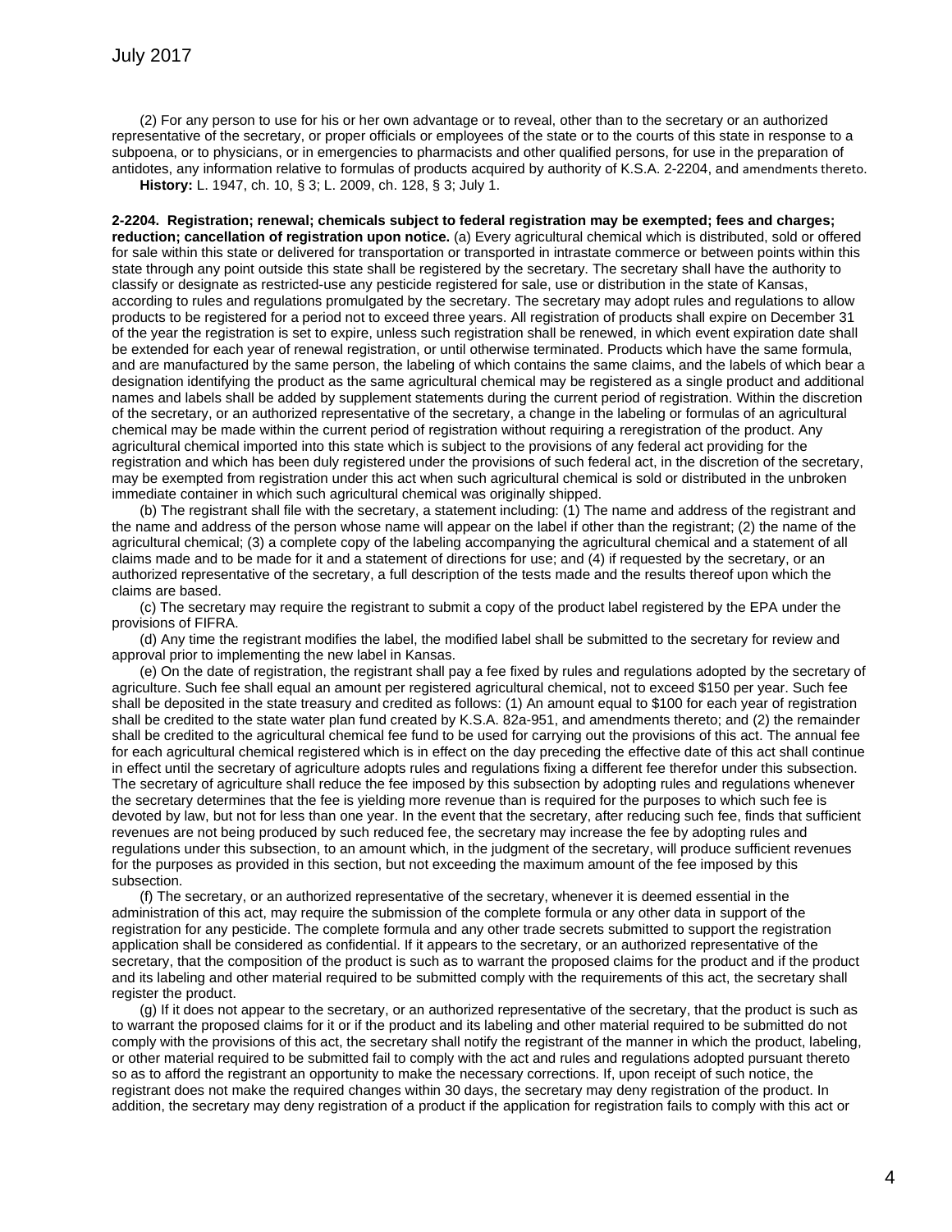(2) For any person to use for his or her own advantage or to reveal, other than to the secretary or an authorized representative of the secretary, or proper officials or employees of the state or to the courts of this state in response to a subpoena, or to physicians, or in emergencies to pharmacists and other qualified persons, for use in the preparation of antidotes, any information relative to formulas of products acquired by authority of K.S.A. 2-2204, and amendments thereto.

**History:** L. 1947, ch. 10, § 3; L. 2009, ch. 128, § 3; July 1.

**2-2204. Registration; renewal; chemicals subject to federal registration may be exempted; fees and charges; reduction; cancellation of registration upon notice.** (a) Every agricultural chemical which is distributed, sold or offered for sale within this state or delivered for transportation or transported in intrastate commerce or between points within this state through any point outside this state shall be registered by the secretary. The secretary shall have the authority to classify or designate as restricted-use any pesticide registered for sale, use or distribution in the state of Kansas, according to rules and regulations promulgated by the secretary. The secretary may adopt rules and regulations to allow products to be registered for a period not to exceed three years. All registration of products shall expire on December 31 of the year the registration is set to expire, unless such registration shall be renewed, in which event expiration date shall be extended for each year of renewal registration, or until otherwise terminated. Products which have the same formula, and are manufactured by the same person, the labeling of which contains the same claims, and the labels of which bear a designation identifying the product as the same agricultural chemical may be registered as a single product and additional names and labels shall be added by supplement statements during the current period of registration. Within the discretion of the secretary, or an authorized representative of the secretary, a change in the labeling or formulas of an agricultural chemical may be made within the current period of registration without requiring a reregistration of the product. Any agricultural chemical imported into this state which is subject to the provisions of any federal act providing for the registration and which has been duly registered under the provisions of such federal act, in the discretion of the secretary, may be exempted from registration under this act when such agricultural chemical is sold or distributed in the unbroken immediate container in which such agricultural chemical was originally shipped.

(b) The registrant shall file with the secretary, a statement including: (1) The name and address of the registrant and the name and address of the person whose name will appear on the label if other than the registrant; (2) the name of the agricultural chemical; (3) a complete copy of the labeling accompanying the agricultural chemical and a statement of all claims made and to be made for it and a statement of directions for use; and (4) if requested by the secretary, or an authorized representative of the secretary, a full description of the tests made and the results thereof upon which the claims are based.

(c) The secretary may require the registrant to submit a copy of the product label registered by the EPA under the provisions of FIFRA.

(d) Any time the registrant modifies the label, the modified label shall be submitted to the secretary for review and approval prior to implementing the new label in Kansas.

(e) On the date of registration, the registrant shall pay a fee fixed by rules and regulations adopted by the secretary of agriculture. Such fee shall equal an amount per registered agricultural chemical, not to exceed $150 per year. Such fee shall be deposited in the state treasury and credited as follows: (1) An amount equal to $100 for each year of registration shall be credited to the state water plan fund created by K.S.A. 82a-951, and amendments thereto; and (2) the remainder shall be credited to the agricultural chemical fee fund to be used for carrying out the provisions of this act. The annual fee for each agricultural chemical registered which is in effect on the day preceding the effective date of this act shall continue in effect until the secretary of agriculture adopts rules and regulations fixing a different fee therefor under this subsection. The secretary of agriculture shall reduce the fee imposed by this subsection by adopting rules and regulations whenever the secretary determines that the fee is yielding more revenue than is required for the purposes to which such fee is devoted by law, but not for less than one year. In the event that the secretary, after reducing such fee, finds that sufficient revenues are not being produced by such reduced fee, the secretary may increase the fee by adopting rules and regulations under this subsection, to an amount which, in the judgment of the secretary, will produce sufficient revenues for the purposes as provided in this section, but not exceeding the maximum amount of the fee imposed by this subsection.

(f) The secretary, or an authorized representative of the secretary, whenever it is deemed essential in the administration of this act, may require the submission of the complete formula or any other data in support of the registration for any pesticide. The complete formula and any other trade secrets submitted to support the registration application shall be considered as confidential. If it appears to the secretary, or an authorized representative of the secretary, that the composition of the product is such as to warrant the proposed claims for the product and if the product and its labeling and other material required to be submitted comply with the requirements of this act, the secretary shall register the product.

(g) If it does not appear to the secretary, or an authorized representative of the secretary, that the product is such as to warrant the proposed claims for it or if the product and its labeling and other material required to be submitted do not comply with the provisions of this act, the secretary shall notify the registrant of the manner in which the product, labeling, or other material required to be submitted fail to comply with the act and rules and regulations adopted pursuant thereto so as to afford the registrant an opportunity to make the necessary corrections. If, upon receipt of such notice, the registrant does not make the required changes within 30 days, the secretary may deny registration of the product. In addition, the secretary may deny registration of a product if the application for registration fails to comply with this act or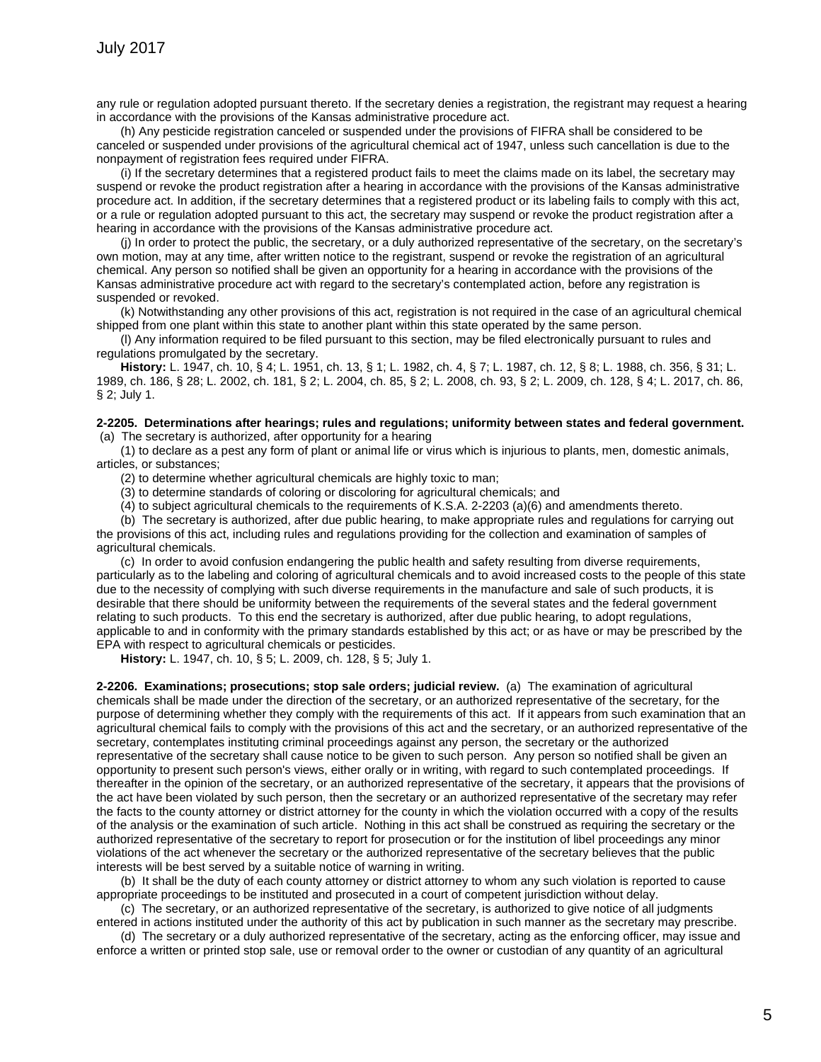any rule or regulation adopted pursuant thereto. If the secretary denies a registration, the registrant may request a hearing in accordance with the provisions of the Kansas administrative procedure act.

(h) Any pesticide registration canceled or suspended under the provisions of FIFRA shall be considered to be canceled or suspended under provisions of the agricultural chemical act of 1947, unless such cancellation is due to the nonpayment of registration fees required under FIFRA.

(i) If the secretary determines that a registered product fails to meet the claims made on its label, the secretary may suspend or revoke the product registration after a hearing in accordance with the provisions of the Kansas administrative procedure act. In addition, if the secretary determines that a registered product or its labeling fails to comply with this act, or a rule or regulation adopted pursuant to this act, the secretary may suspend or revoke the product registration after a hearing in accordance with the provisions of the Kansas administrative procedure act.

(j) In order to protect the public, the secretary, or a duly authorized representative of the secretary, on the secretary's own motion, may at any time, after written notice to the registrant, suspend or revoke the registration of an agricultural chemical. Any person so notified shall be given an opportunity for a hearing in accordance with the provisions of the Kansas administrative procedure act with regard to the secretary's contemplated action, before any registration is suspended or revoked.

(k) Notwithstanding any other provisions of this act, registration is not required in the case of an agricultural chemical shipped from one plant within this state to another plant within this state operated by the same person.

(l) Any information required to be filed pursuant to this section, may be filed electronically pursuant to rules and regulations promulgated by the secretary.

**History:** L. 1947, ch. 10, § 4; L. 1951, ch. 13, § 1; L. 1982, ch. 4, § 7; L. 1987, ch. 12, § 8; L. 1988, ch. 356, § 31; L. 1989, ch. 186, § 28; L. 2002, ch. 181, § 2; L. 2004, ch. 85, § 2; L. 2008, ch. 93, § 2; L. 2009, ch. 128, § 4; L. 2017, ch. 86, § 2; July 1.

**2-2205. Determinations after hearings; rules and regulations; uniformity between states and federal government.** (a) The secretary is authorized, after opportunity for a hearing

(1) to declare as a pest any form of plant or animal life or virus which is injurious to plants, men, domestic animals, articles, or substances;

(2) to determine whether agricultural chemicals are highly toxic to man;

(3) to determine standards of coloring or discoloring for agricultural chemicals; and

(4) to subject agricultural chemicals to the requirements of K.S.A. 2-2203 (a)(6) and amendments thereto.

(b) The secretary is authorized, after due public hearing, to make appropriate rules and regulations for carrying out the provisions of this act, including rules and regulations providing for the collection and examination of samples of agricultural chemicals.

(c) In order to avoid confusion endangering the public health and safety resulting from diverse requirements, particularly as to the labeling and coloring of agricultural chemicals and to avoid increased costs to the people of this state due to the necessity of complying with such diverse requirements in the manufacture and sale of such products, it is desirable that there should be uniformity between the requirements of the several states and the federal government relating to such products. To this end the secretary is authorized, after due public hearing, to adopt regulations, applicable to and in conformity with the primary standards established by this act; or as have or may be prescribed by the EPA with respect to agricultural chemicals or pesticides.

**History:** L. 1947, ch. 10, § 5; L. 2009, ch. 128, § 5; July 1.

**2-2206. Examinations; prosecutions; stop sale orders; judicial review.** (a) The examination of agricultural chemicals shall be made under the direction of the secretary, or an authorized representative of the secretary, for the purpose of determining whether they comply with the requirements of this act. If it appears from such examination that an agricultural chemical fails to comply with the provisions of this act and the secretary, or an authorized representative of the secretary, contemplates instituting criminal proceedings against any person, the secretary or the authorized representative of the secretary shall cause notice to be given to such person. Any person so notified shall be given an opportunity to present such person's views, either orally or in writing, with regard to such contemplated proceedings. If thereafter in the opinion of the secretary, or an authorized representative of the secretary, it appears that the provisions of the act have been violated by such person, then the secretary or an authorized representative of the secretary may refer the facts to the county attorney or district attorney for the county in which the violation occurred with a copy of the results of the analysis or the examination of such article. Nothing in this act shall be construed as requiring the secretary or the authorized representative of the secretary to report for prosecution or for the institution of libel proceedings any minor violations of the act whenever the secretary or the authorized representative of the secretary believes that the public interests will be best served by a suitable notice of warning in writing.

(b) It shall be the duty of each county attorney or district attorney to whom any such violation is reported to cause appropriate proceedings to be instituted and prosecuted in a court of competent jurisdiction without delay.

(c) The secretary, or an authorized representative of the secretary, is authorized to give notice of all judgments entered in actions instituted under the authority of this act by publication in such manner as the secretary may prescribe.

(d) The secretary or a duly authorized representative of the secretary, acting as the enforcing officer, may issue and enforce a written or printed stop sale, use or removal order to the owner or custodian of any quantity of an agricultural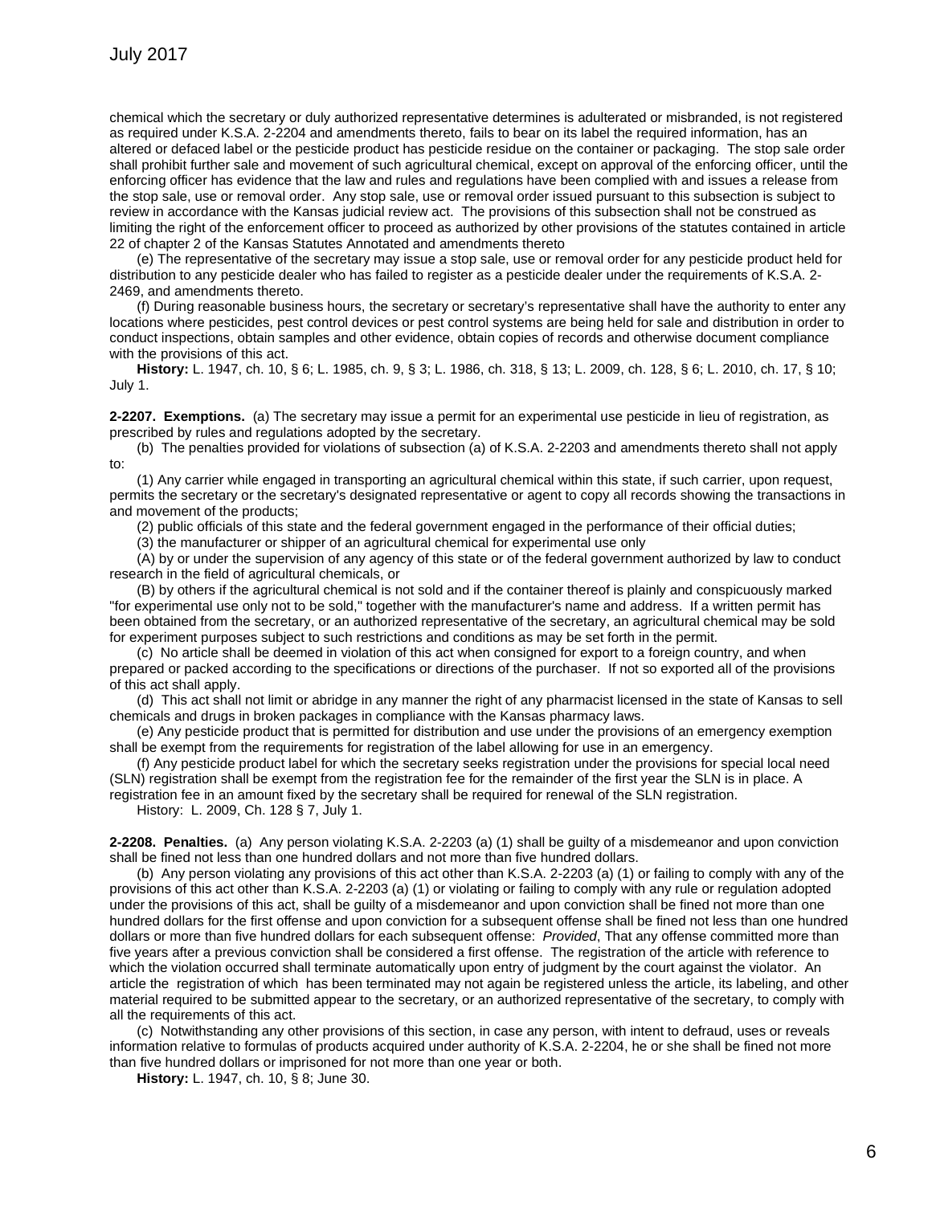chemical which the secretary or duly authorized representative determines is adulterated or misbranded, is not registered as required under K.S.A. 2-2204 and amendments thereto, fails to bear on its label the required information, has an altered or defaced label or the pesticide product has pesticide residue on the container or packaging. The stop sale order shall prohibit further sale and movement of such agricultural chemical, except on approval of the enforcing officer, until the enforcing officer has evidence that the law and rules and regulations have been complied with and issues a release from the stop sale, use or removal order. Any stop sale, use or removal order issued pursuant to this subsection is subject to review in accordance with the Kansas judicial review act. The provisions of this subsection shall not be construed as limiting the right of the enforcement officer to proceed as authorized by other provisions of the statutes contained in article 22 of chapter 2 of the Kansas Statutes Annotated and amendments thereto

(e) The representative of the secretary may issue a stop sale, use or removal order for any pesticide product held for distribution to any pesticide dealer who has failed to register as a pesticide dealer under the requirements of K.S.A. 2-2469, and amendments thereto.

(f) During reasonable business hours, the secretary or secretary's representative shall have the authority to enter any locations where pesticides, pest control devices or pest control systems are being held for sale and distribution in order to conduct inspections, obtain samples and other evidence, obtain copies of records and otherwise document compliance with the provisions of this act.

**History:** L. 1947, ch. 10, § 6; L. 1985, ch. 9, § 3; L. 1986, ch. 318, § 13; L. 2009, ch. 128, § 6; L. 2010, ch. 17, § 10; July 1.

**2-2207. Exemptions.** (a) The secretary may issue a permit for an experimental use pesticide in lieu of registration, as prescribed by rules and regulations adopted by the secretary.

(b) The penalties provided for violations of subsection (a) of K.S.A. 2-2203 and amendments thereto shall not apply to:

(1) Any carrier while engaged in transporting an agricultural chemical within this state, if such carrier, upon request, permits the secretary or the secretary's designated representative or agent to copy all records showing the transactions in and movement of the products;

(2) public officials of this state and the federal government engaged in the performance of their official duties;

(3) the manufacturer or shipper of an agricultural chemical for experimental use only

(A) by or under the supervision of any agency of this state or of the federal government authorized by law to conduct research in the field of agricultural chemicals, or

(B) by others if the agricultural chemical is not sold and if the container thereof is plainly and conspicuously marked "for experimental use only not to be sold," together with the manufacturer's name and address. If a written permit has been obtained from the secretary, or an authorized representative of the secretary, an agricultural chemical may be sold for experiment purposes subject to such restrictions and conditions as may be set forth in the permit.

(c) No article shall be deemed in violation of this act when consigned for export to a foreign country, and when prepared or packed according to the specifications or directions of the purchaser. If not so exported all of the provisions of this act shall apply.

(d) This act shall not limit or abridge in any manner the right of any pharmacist licensed in the state of Kansas to sell chemicals and drugs in broken packages in compliance with the Kansas pharmacy laws.

(e) Any pesticide product that is permitted for distribution and use under the provisions of an emergency exemption shall be exempt from the requirements for registration of the label allowing for use in an emergency.

(f) Any pesticide product label for which the secretary seeks registration under the provisions for special local need (SLN) registration shall be exempt from the registration fee for the remainder of the first year the SLN is in place. A registration fee in an amount fixed by the secretary shall be required for renewal of the SLN registration.

History: L. 2009, Ch. 128 § 7, July 1.

**2-2208. Penalties.** (a) Any person violating K.S.A. 2-2203 (a) (1) shall be guilty of a misdemeanor and upon conviction shall be fined not less than one hundred dollars and not more than five hundred dollars.

(b) Any person violating any provisions of this act other than K.S.A. 2-2203 (a) (1) or failing to comply with any of the provisions of this act other than K.S.A. 2-2203 (a) (1) or violating or failing to comply with any rule or regulation adopted under the provisions of this act, shall be guilty of a misdemeanor and upon conviction shall be fined not more than one hundred dollars for the first offense and upon conviction for a subsequent offense shall be fined not less than one hundred dollars or more than five hundred dollars for each subsequent offense: *Provided*, That any offense committed more than five years after a previous conviction shall be considered a first offense. The registration of the article with reference to which the violation occurred shall terminate automatically upon entry of judgment by the court against the violator. An article the registration of which has been terminated may not again be registered unless the article, its labeling, and other material required to be submitted appear to the secretary, or an authorized representative of the secretary, to comply with all the requirements of this act.

(c) Notwithstanding any other provisions of this section, in case any person, with intent to defraud, uses or reveals information relative to formulas of products acquired under authority of K.S.A. 2-2204, he or she shall be fined not more than five hundred dollars or imprisoned for not more than one year or both.

**History:** L. 1947, ch. 10, § 8; June 30.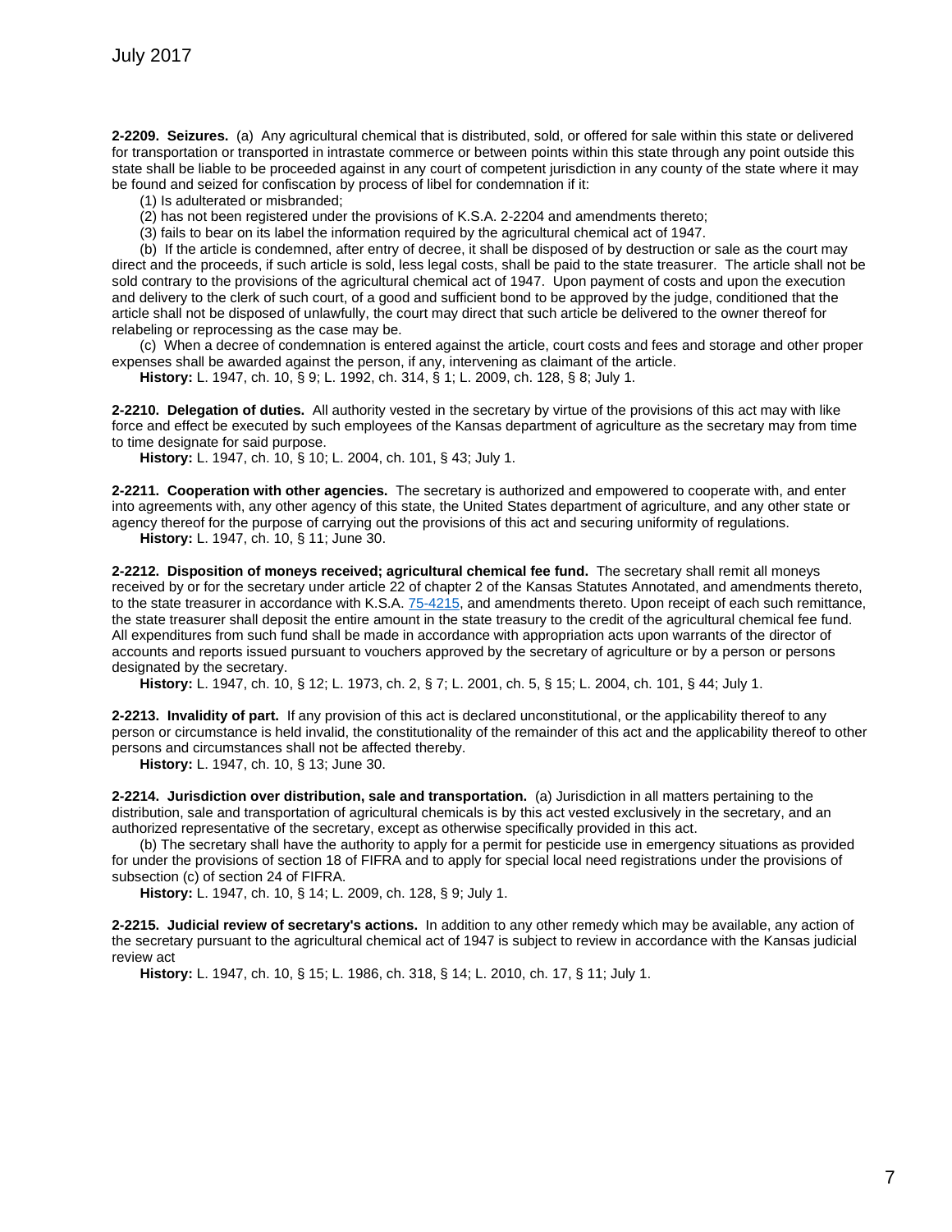**2-2209. Seizures.** (a) Any agricultural chemical that is distributed, sold, or offered for sale within this state or delivered for transportation or transported in intrastate commerce or between points within this state through any point outside this state shall be liable to be proceeded against in any court of competent jurisdiction in any county of the state where it may be found and seized for confiscation by process of libel for condemnation if it:

(1) Is adulterated or misbranded;

(2) has not been registered under the provisions of K.S.A. 2-2204 and amendments thereto;

(3) fails to bear on its label the information required by the agricultural chemical act of 1947.

(b) If the article is condemned, after entry of decree, it shall be disposed of by destruction or sale as the court may direct and the proceeds, if such article is sold, less legal costs, shall be paid to the state treasurer. The article shall not be sold contrary to the provisions of the agricultural chemical act of 1947. Upon payment of costs and upon the execution and delivery to the clerk of such court, of a good and sufficient bond to be approved by the judge, conditioned that the article shall not be disposed of unlawfully, the court may direct that such article be delivered to the owner thereof for relabeling or reprocessing as the case may be.

(c) When a decree of condemnation is entered against the article, court costs and fees and storage and other proper expenses shall be awarded against the person, if any, intervening as claimant of the article.

**History:** L. 1947, ch. 10, § 9; L. 1992, ch. 314, § 1; L. 2009, ch. 128, § 8; July 1.

**2-2210. Delegation of duties.** All authority vested in the secretary by virtue of the provisions of this act may with like force and effect be executed by such employees of the Kansas department of agriculture as the secretary may from time to time designate for said purpose.

**History:** L. 1947, ch. 10, § 10; L. 2004, ch. 101, § 43; July 1.

**2-2211. Cooperation with other agencies.** The secretary is authorized and empowered to cooperate with, and enter into agreements with, any other agency of this state, the United States department of agriculture, and any other state or agency thereof for the purpose of carrying out the provisions of this act and securing uniformity of regulations.

**History:** L. 1947, ch. 10, § 11; June 30.

**2-2212. Disposition of moneys received; agricultural chemical fee fund.** The secretary shall remit all moneys received by or for the secretary under article 22 of chapter 2 of the Kansas Statutes Annotated, and amendments thereto, to the state treasurer in accordance with K.S.A. 75-4215, and amendments thereto. Upon receipt of each such remittance, the state treasurer shall deposit the entire amount in the state treasury to the credit of the agricultural chemical fee fund. All expenditures from such fund shall be made in accordance with appropriation acts upon warrants of the director of accounts and reports issued pursuant to vouchers approved by the secretary of agriculture or by a person or persons designated by the secretary.

**History:** L. 1947, ch. 10, § 12; L. 1973, ch. 2, § 7; L. 2001, ch. 5, § 15; L. 2004, ch. 101, § 44; July 1.

**2-2213. Invalidity of part.** If any provision of this act is declared unconstitutional, or the applicability thereof to any person or circumstance is held invalid, the constitutionality of the remainder of this act and the applicability thereof to other persons and circumstances shall not be affected thereby.

**History:** L. 1947, ch. 10, § 13; June 30.

**2-2214. Jurisdiction over distribution, sale and transportation.** (a) Jurisdiction in all matters pertaining to the distribution, sale and transportation of agricultural chemicals is by this act vested exclusively in the secretary, and an authorized representative of the secretary, except as otherwise specifically provided in this act.

(b) The secretary shall have the authority to apply for a permit for pesticide use in emergency situations as provided for under the provisions of section 18 of FIFRA and to apply for special local need registrations under the provisions of subsection (c) of section 24 of FIFRA.

**History:** L. 1947, ch. 10, § 14; L. 2009, ch. 128, § 9; July 1.

**2-2215. Judicial review of secretary's actions.** In addition to any other remedy which may be available, any action of the secretary pursuant to the agricultural chemical act of 1947 is subject to review in accordance with the Kansas judicial review act

**History:** L. 1947, ch. 10, § 15; L. 1986, ch. 318, § 14; L. 2010, ch. 17, § 11; July 1.